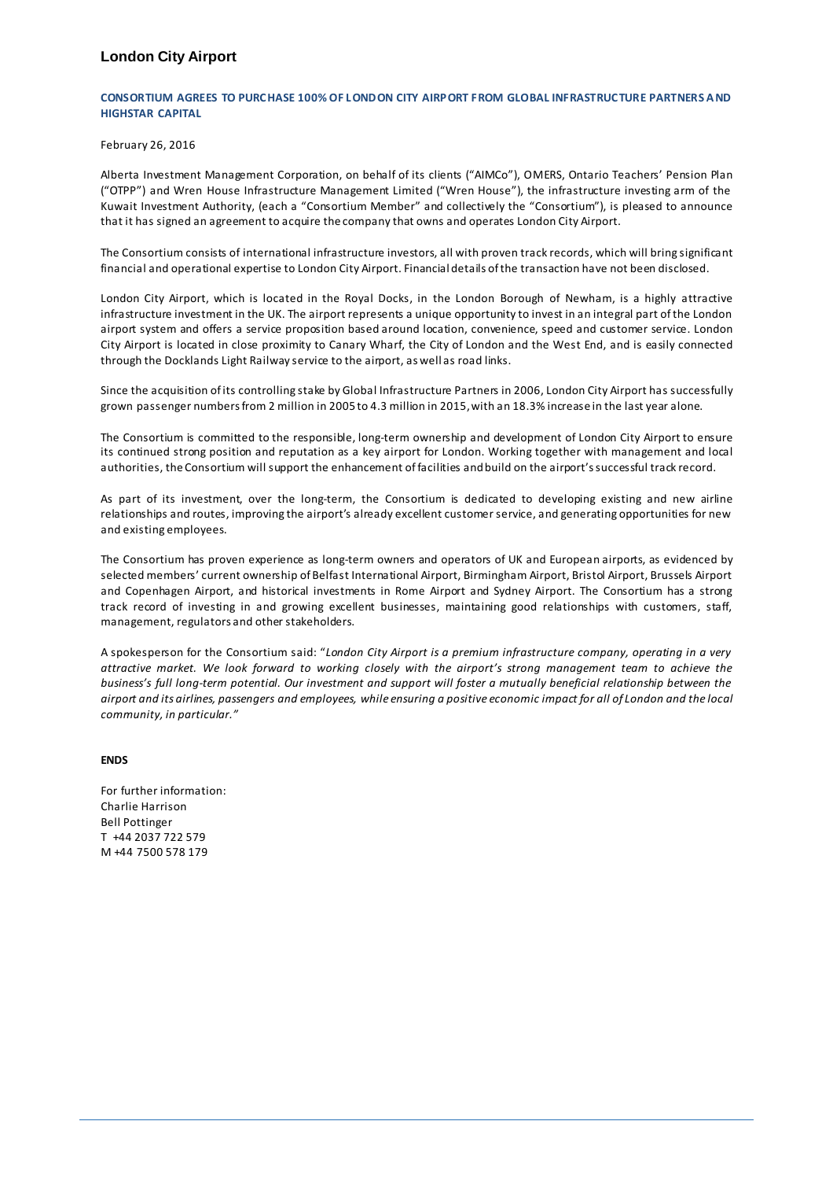# London City Airport

## CONSORTIUM AGREES TO PURCHASE 100% OF LONDON CITY AIRPORT FROM GLOBAL INFRASTRUCTURE PARTNERS AND HIGHSTAR CAPITAL

February 26, 2016

Alberta Investment Management Corporation, on behalf of its clients ("AIMCo"), OMERS, Ontario Teachers' Pension Plan ("OTPP") and Wren House Infrastructure Management Limited ("Wren House"), the infrastructure investing arm of the Kuwait Investment Authority, (each a "Consortium Member" and collectively the "Consortium"), is pleased to announce that it has signed an agreement to acquire the company that owns and operates London City Airport.

The Consortium consists of international infrastructure investors, all with proven track records, which will bring significant financial and operational expertise to London City Airport. Financial details of the transaction have not been disclosed.

London City Airport, which is located in the Royal Docks, in the London Borough of Newham, is a highly attractive infrastructure investment in the UK. The airport represents a unique opportunity to invest in an integral part of the London airport system and offers a service proposition based around location, convenience, speed and customer service. London City Airport is located in close proximity to Canary Wharf, the City of London and the West End, and is easily connected through the Docklands Light Railway service to the airport, as well as road links.

Since the acquisition of its controlling stake by Global Infrastructure Partners in 2006, London City Airport has successfully grown passenger numbers from 2 million in 2005 to 4.3 million in 2015, with an 18.3% increase in the last year alone.

The Consortium is committed to the responsible, long-term ownership and development of London City Airport to ensure its continued strong position and reputation as a key airport for London. Working together with management and local authorities, the Consortium will support the enhancement of facilities and build on the airport's successful track record.

As part of its investment, over the long-term, the Consortium is dedicated to developing existing and new airline relationships and routes, improving the airport's already excellent customer service, and generating opportunities for new and existing employees.

The Consortium has proven experience as long-term owners and operators of UK and European airports, as evidenced by selected members' current ownership of Belfast International Airport, Birmingham Airport, Bristol Airport, Brussels Airport and Copenhagen Airport, and historical investments in Rome Airport and Sydney Airport. The Consortium has a strong track record of investing in and growing excellent businesses, maintaining good relationships with customers, staff, management, regulators and other stakeholders.

A spokesperson for the Consortium said: "*London City Airport is a premium infrastructure company, operating in a very attractive market. We look forward to working closely with the airport's strong management team to achieve the business's full long-term potential. Our investment and support will foster a mutually beneficial relationship between the airport and its airlines, passengers and employees, while ensuring a positive economic impact for all of London and the local community, in particular.*"

**ENDS**

For further information:
Charlie Harrison
Bell Pottinger
T +44 2037 722 579
M +44 7500 578 179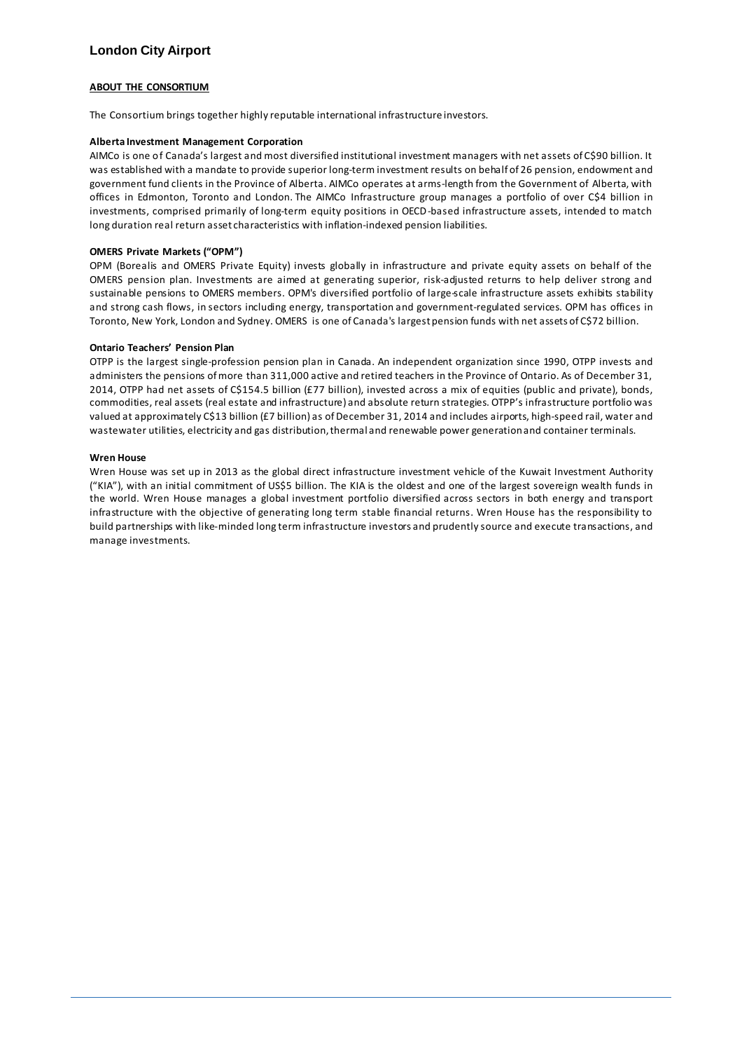**ABOUT THE CONSORTIUM**

The Consortium brings together highly reputable international infrastructure investors.

**Alberta Investment Management Corporation**

AIMCo is one of Canada's largest and most diversified institutional investment managers with net assets of C$90 billion. It was established with a mandate to provide superior long-term investment results on behalf of 26 pension, endowment and government fund clients in the Province of Alberta. AIMCo operates at arms-length from the Government of Alberta, with offices in Edmonton, Toronto and London. The AIMCo Infrastructure group manages a portfolio of over C$4 billion in investments, comprised primarily of long-term equity positions in OECD-based infrastructure assets, intended to match long duration real return asset characteristics with inflation-indexed pension liabilities.

**OMERS Private Markets ("OPM")**

OPM (Borealis and OMERS Private Equity) invests globally in infrastructure and private equity assets on behalf of the OMERS pension plan. Investments are aimed at generating superior, risk-adjusted returns to help deliver strong and sustainable pensions to OMERS members. OPM's diversified portfolio of large-scale infrastructure assets exhibits stability and strong cash flows, in sectors including energy, transportation and government-regulated services. OPM has offices in Toronto, New York, London and Sydney. OMERS is one of Canada's largest pension funds with net assets of C$72 billion.

**Ontario Teachers' Pension Plan**

OTPP is the largest single-profession pension plan in Canada. An independent organization since 1990, OTPP invests and administers the pensions of more than 311,000 active and retired teachers in the Province of Ontario. As of December 31, 2014, OTPP had net assets of C$154.5 billion (£77 billion), invested across a mix of equities (public and private), bonds, commodities, real assets (real estate and infrastructure) and absolute return strategies. OTPP's infrastructure portfolio was valued at approximately C$13 billion (£7 billion) as of December 31, 2014 and includes airports, high-speed rail, water and wastewater utilities, electricity and gas distribution, thermal and renewable power generation and container terminals.

**Wren House**

Wren House was set up in 2013 as the global direct infrastructure investment vehicle of the Kuwait Investment Authority ("KIA"), with an initial commitment of US$5 billion. The KIA is the oldest and one of the largest sovereign wealth funds in the world. Wren House manages a global investment portfolio diversified across sectors in both energy and transport infrastructure with the objective of generating long term stable financial returns. Wren House has the responsibility to build partnerships with like-minded long term infrastructure investors and prudently source and execute transactions, and manage investments.